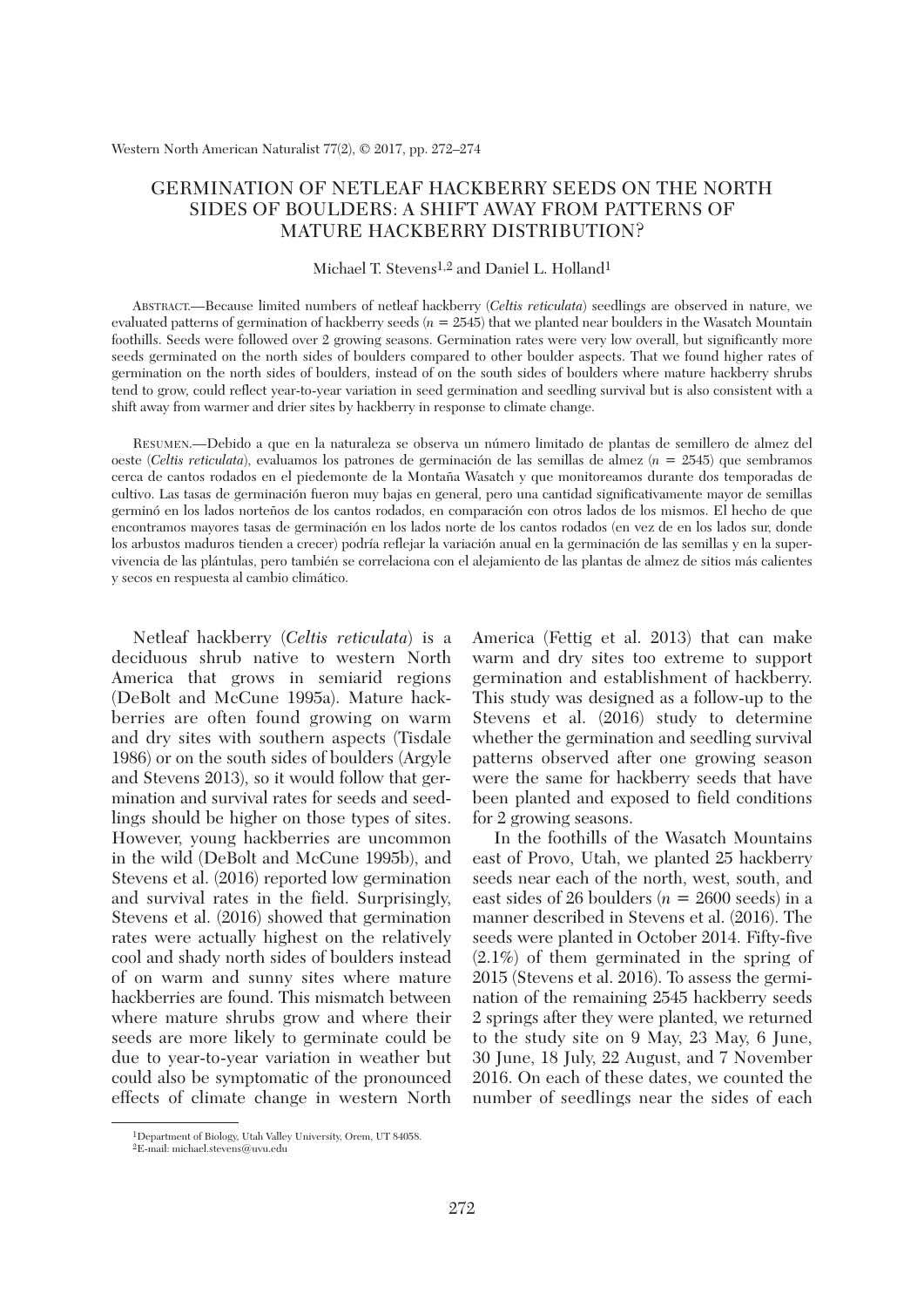# GERMINATION OF NETLEAF HACKBERRY SEEDS ON THE NORTH SIDES OF BOULDERS: A SHIFT AWAY FROM PATTERNS OF MATURE HACKBERRY DISTRIBUTION?

Michael T. Stevens[1,2] and Daniel L. Holland[1]

ABSTRACT.—Because limited numbers of netleaf hackberry (*Celtis reticulata*) seedlings are observed in nature, we evaluated patterns of germination of hackberry seeds ($n = 2545$) that we planted near boulders in the Wasatch Mountain foothills. Seeds were followed over 2 growing seasons. Germination rates were very low overall, but significantly more seeds germinated on the north sides of boulders compared to other boulder aspects. That we found higher rates of germination on the north sides of boulders, instead of on the south sides of boulders where mature hackberry shrubs tend to grow, could reflect year-to-year variation in seed germination and seedling survival but is also consistent with a shift away from warmer and drier sites by hackberry in response to climate change.

RESUMEN.—Debido a que en la naturaleza se observa un número limitado de plantas de semillero de almez del oeste (*Celtis reticulata*), evaluamos los patrones de germinación de las semillas de almez ($n = 2545$) que sembramos cerca de cantos rodados en el piedemonte de la Montaña Wasatch y que monitoreamos durante dos temporadas de cultivo. Las tasas de germinación fueron muy bajas en general, pero una cantidad significativamente mayor de semillas germinó en los lados norteños de los cantos rodados, en comparación con otros lados de los mismos. El hecho de que encontramos mayores tasas de germinación en los lados norte de los cantos rodados (en vez de en los lados sur, donde los arbustos maduros tienden a crecer) podría reflejar la variación anual en la germinación de las semillas y en la supervivencia de las plántulas, pero también se correlaciona con el alejamiento de las plantas de almez de sitios más calientes y secos en respuesta al cambio climático.

Netleaf hackberry (*Celtis reticulata*) is a deciduous shrub native to western North America that grows in semiarid regions (DeBolt and McCune 1995a). Mature hackberries are often found growing on warm and dry sites with southern aspects (Tisdale 1986) or on the south sides of boulders (Argyle and Stevens 2013), so it would follow that germination and survival rates for seeds and seedlings should be higher on those types of sites. However, young hackberries are uncommon in the wild (DeBolt and McCune 1995b), and Stevens et al. (2016) reported low germination and survival rates in the field. Surprisingly, Stevens et al. (2016) showed that germination rates were actually highest on the relatively cool and shady north sides of boulders instead of on warm and sunny sites where mature hackberries are found. This mismatch between where mature shrubs grow and where their seeds are more likely to germinate could be due to year-to-year variation in weather but could also be symptomatic of the pronounced effects of climate change in western North America (Fettig et al. 2013) that can make warm and dry sites too extreme to support germination and establishment of hackberry. This study was designed as a follow-up to the Stevens et al. (2016) study to determine whether the germination and seedling survival patterns observed after one growing season were the same for hackberry seeds that have been planted and exposed to field conditions for 2 growing seasons.

In the foothills of the Wasatch Mountains east of Provo, Utah, we planted 25 hackberry seeds near each of the north, west, south, and east sides of 26 boulders ($n = 2600$ seeds) in a manner described in Stevens et al. (2016). The seeds were planted in October 2014. Fifty-five (2.1%) of them germinated in the spring of 2015 (Stevens et al. 2016). To assess the germination of the remaining 2545 hackberry seeds 2 springs after they were planted, we returned to the study site on 9 May, 23 May, 6 June, 30 June, 18 July, 22 August, and 7 November 2016. On each of these dates, we counted the number of seedlings near the sides of each

[1]Department of Biology, Utah Valley University, Orem, UT 84058.
[2]E-mail: michael.stevens@uvu.edu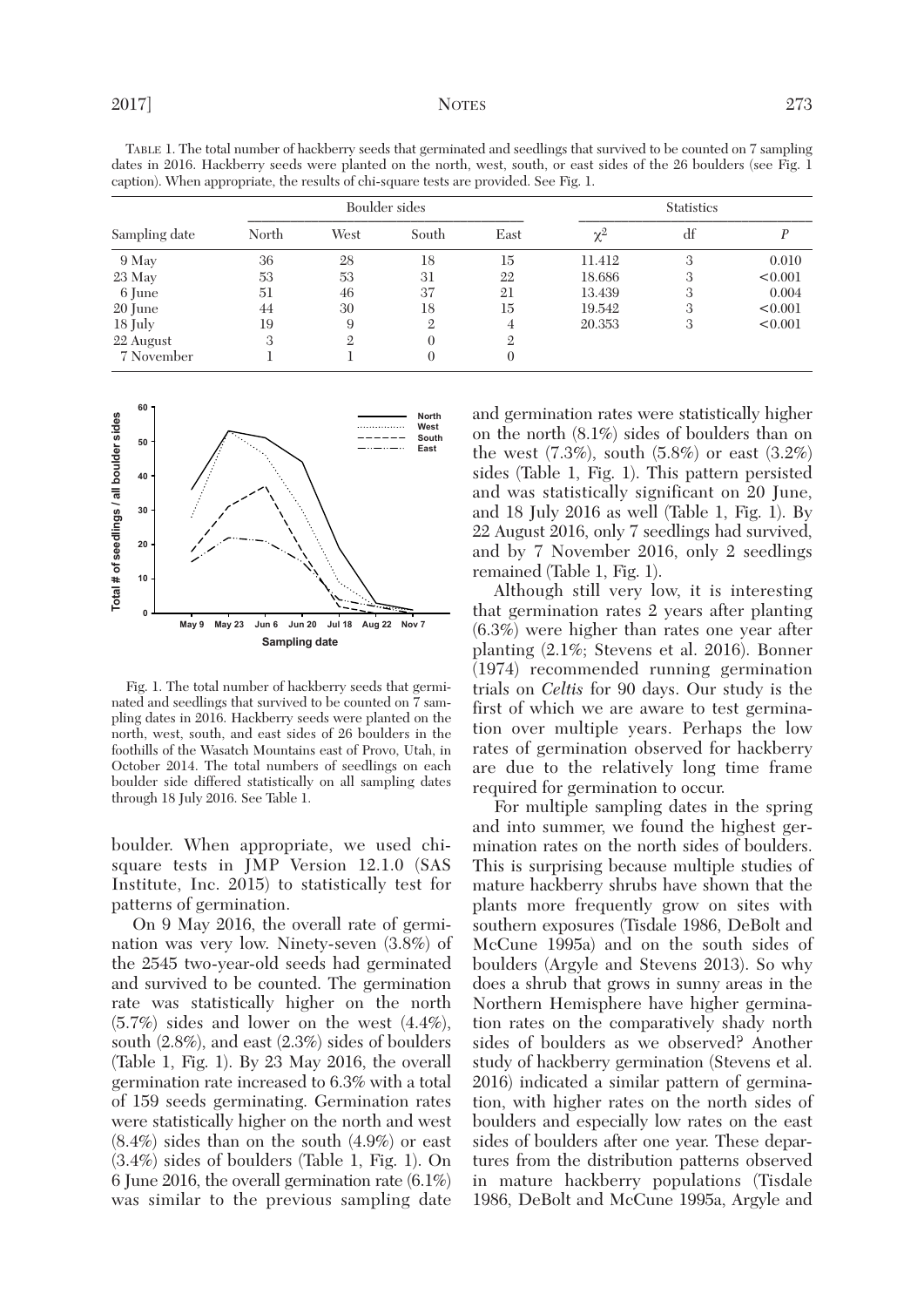TABLE 1. The total number of hackberry seeds that germinated and seedlings that survived to be counted on 7 sampling dates in 2016. Hackberry seeds were planted on the north, west, south, or east sides of the 26 boulders (see Fig. 1 caption). When appropriate, the results of chi-square tests are provided. See Fig. 1.

| Sampling date | Boulder sides | | | | Statistics | | |
|---|---|---|---|---|---|---|---|
| | North | West | South | East | $\chi^2$ | df | $P$ |
| 9 May | 36 | 28 | 18 | 15 | 11.412 | 3 | 0.010 |
| 23 May | 53 | 53 | 31 | 22 | 18.686 | 3 | <0.001 |
| 6 June | 51 | 46 | 37 | 21 | 13.439 | 3 | 0.004 |
| 20 June | 44 | 30 | 18 | 15 | 19.542 | 3 | <0.001 |
| 18 July | 19 | 9 | 2 | 4 | 20.353 | 3 | <0.001 |
| 22 August | 3 | 2 | 0 | 2 | | | |
| 7 November | 1 | 1 | 0 | 0 | | | |

Fig. 1. The total number of hackberry seeds that germinated and seedlings that survived to be counted on 7 sampling dates in 2016. Hackberry seeds were planted on the north, west, south, and east sides of 26 boulders in the foothills of the Wasatch Mountains east of Provo, Utah, in October 2014. The total numbers of seedlings on each boulder side differed statistically on all sampling dates through 18 July 2016. See Table 1.

boulder. When appropriate, we used chi-square tests in JMP Version 12.1.0 (SAS Institute, Inc. 2015) to statistically test for patterns of germination.

On 9 May 2016, the overall rate of germination was very low. Ninety-seven (3.8%) of the 2545 two-year-old seeds had germinated and survived to be counted. The germination rate was statistically higher on the north (5.7%) sides and lower on the west (4.4%), south (2.8%), and east (2.3%) sides of boulders (Table 1, Fig. 1). By 23 May 2016, the overall germination rate increased to 6.3% with a total of 159 seeds germinating. Germination rates were statistically higher on the north and west (8.4%) sides than on the south (4.9%) or east (3.4%) sides of boulders (Table 1, Fig. 1). On 6 June 2016, the overall germination rate (6.1%) was similar to the previous sampling date and germination rates were statistically higher on the north (8.1%) sides of boulders than on the west (7.3%), south (5.8%) or east (3.2%) sides (Table 1, Fig. 1). This pattern persisted and was statistically significant on 20 June, and 18 July 2016 as well (Table 1, Fig. 1). By 22 August 2016, only 7 seedlings had survived, and by 7 November 2016, only 2 seedlings remained (Table 1, Fig. 1).

Although still very low, it is interesting that germination rates 2 years after planting (6.3%) were higher than rates one year after planting (2.1%; Stevens et al. 2016). Bonner (1974) recommended running germination trials on *Celtis* for 90 days. Our study is the first of which we are aware to test germination over multiple years. Perhaps the low rates of germination observed for hackberry are due to the relatively long time frame required for germination to occur.

For multiple sampling dates in the spring and into summer, we found the highest germination rates on the north sides of boulders. This is surprising because multiple studies of mature hackberry shrubs have shown that the plants more frequently grow on sites with southern exposures (Tisdale 1986, DeBolt and McCune 1995a) and on the south sides of boulders (Argyle and Stevens 2013). So why does a shrub that grows in sunny areas in the Northern Hemisphere have higher germination rates on the comparatively shady north sides of boulders as we observed? Another study of hackberry germination (Stevens et al. 2016) indicated a similar pattern of germination, with higher rates on the north sides of boulders and especially low rates on the east sides of boulders after one year. These departures from the distribution patterns observed in mature hackberry populations (Tisdale 1986, DeBolt and McCune 1995a, Argyle and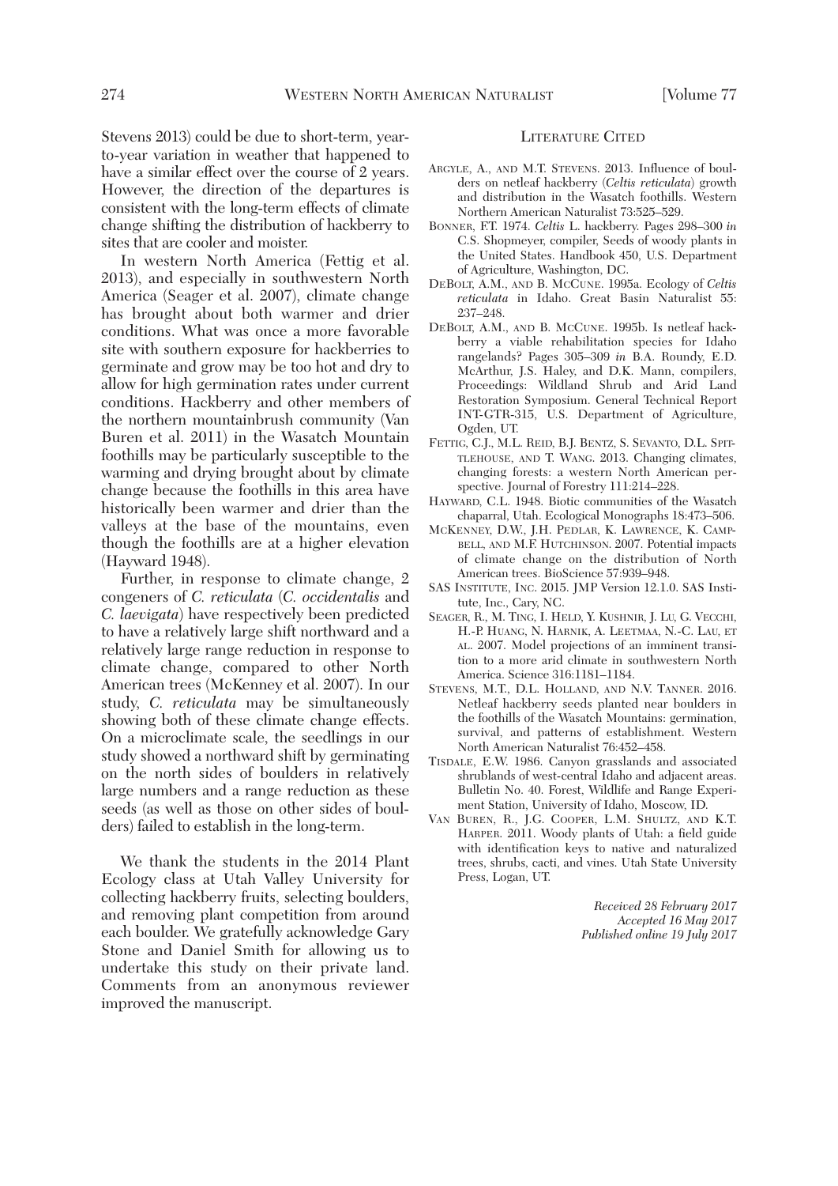Stevens 2013) could be due to short-term, year-to-year variation in weather that happened to have a similar effect over the course of 2 years. However, the direction of the departures is consistent with the long-term effects of climate change shifting the distribution of hackberry to sites that are cooler and moister.

In western North America (Fettig et al. 2013), and especially in southwestern North America (Seager et al. 2007), climate change has brought about both warmer and drier conditions. What was once a more favorable site with southern exposure for hackberries to germinate and grow may be too hot and dry to allow for high germination rates under current conditions. Hackberry and other members of the northern mountainbrush community (Van Buren et al. 2011) in the Wasatch Mountain foothills may be particularly susceptible to the warming and drying brought about by climate change because the foothills in this area have historically been warmer and drier than the valleys at the base of the mountains, even though the foothills are at a higher elevation (Hayward 1948).

Further, in response to climate change, 2 congeners of *C. reticulata* (*C. occidentalis* and *C. laevigata*) have respectively been predicted to have a relatively large shift northward and a relatively large range reduction in response to climate change, compared to other North American trees (McKenney et al. 2007). In our study, *C. reticulata* may be simultaneously showing both of these climate change effects. On a microclimate scale, the seedlings in our study showed a northward shift by germinating on the north sides of boulders in relatively large numbers and a range reduction as these seeds (as well as those on other sides of boulders) failed to establish in the long-term.

We thank the students in the 2014 Plant Ecology class at Utah Valley University for collecting hackberry fruits, selecting boulders, and removing plant competition from around each boulder. We gratefully acknowledge Gary Stone and Daniel Smith for allowing us to undertake this study on their private land. Comments from an anonymous reviewer improved the manuscript.

## Literature Cited

Argyle, A., and M.T. Stevens. 2013. Influence of boulders on netleaf hackberry (*Celtis reticulata*) growth and distribution in the Wasatch foothills. Western Northern American Naturalist 73:525–529.

Bonner, F.T. 1974. *Celtis* L. hackberry. Pages 298–300 *in* C.S. Shopmeyer, compiler, Seeds of woody plants in the United States. Handbook 450, U.S. Department of Agriculture, Washington, DC.

DeBolt, A.M., and B. McCune. 1995a. Ecology of *Celtis reticulata* in Idaho. Great Basin Naturalist 55: 237–248.

DeBolt, A.M., and B. McCune. 1995b. Is netleaf hackberry a viable rehabilitation species for Idaho rangelands? Pages 305–309 *in* B.A. Roundy, E.D. McArthur, J.S. Haley, and D.K. Mann, compilers, Proceedings: Wildland Shrub and Arid Land Restoration Symposium. General Technical Report INT-GTR-315, U.S. Department of Agriculture, Ogden, UT.

Fettig, C.J., M.L. Reid, B.J. Bentz, S. Sevanto, D.L. Spittlehouse, and T. Wang. 2013. Changing climates, changing forests: a western North American perspective. Journal of Forestry 111:214–228.

Hayward, C.L. 1948. Biotic communities of the Wasatch chaparral, Utah. Ecological Monographs 18:473–506.

McKenney, D.W., J.H. Pedlar, K. Lawrence, K. Campbell, and M.F. Hutchinson. 2007. Potential impacts of climate change on the distribution of North American trees. BioScience 57:939–948.

SAS Institute, Inc. 2015. JMP Version 12.1.0. SAS Institute, Inc., Cary, NC.

Seager, R., M. Ting, I. Held, Y. Kushnir, J. Lu, G. Vecchi, H.-P. Huang, N. Harnik, A. Leetmaa, N.-C. Lau, et al. 2007. Model projections of an imminent transition to a more arid climate in southwestern North America. Science 316:1181–1184.

Stevens, M.T., D.L. Holland, and N.V. Tanner. 2016. Netleaf hackberry seeds planted near boulders in the foothills of the Wasatch Mountains: germination, survival, and patterns of establishment. Western North American Naturalist 76:452–458.

Tisdale, E.W. 1986. Canyon grasslands and associated shrublands of west-central Idaho and adjacent areas. Bulletin No. 40. Forest, Wildlife and Range Experiment Station, University of Idaho, Moscow, ID.

Van Buren, R., J.G. Cooper, L.M. Shultz, and K.T. Harper. 2011. Woody plants of Utah: a field guide with identification keys to native and naturalized trees, shrubs, cacti, and vines. Utah State University Press, Logan, UT.

*Received 28 February 2017*
*Accepted 16 May 2017*
*Published online 19 July 2017*